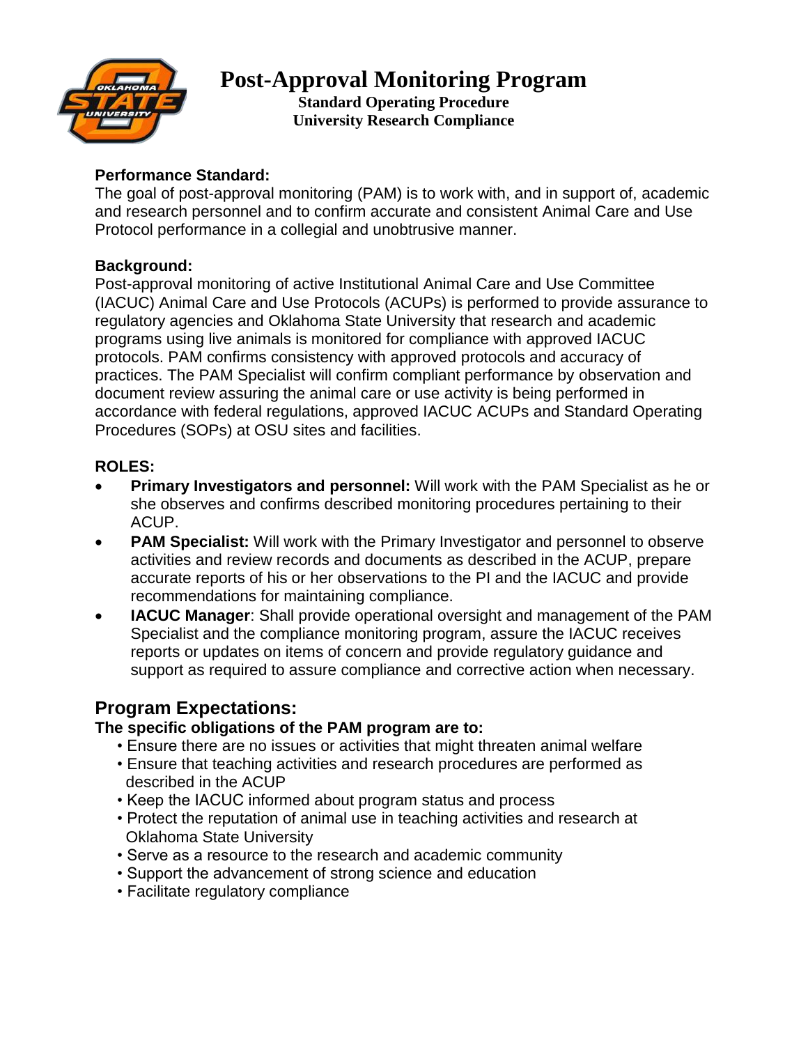# Post-Approval Monitoring Program

**Standard Operating Procedure**
**University Research Compliance**

**Performance Standard:**
The goal of post-approval monitoring (PAM) is to work with, and in support of, academic and research personnel and to confirm accurate and consistent Animal Care and Use Protocol performance in a collegial and unobtrusive manner.

**Background:**
Post-approval monitoring of active Institutional Animal Care and Use Committee (IACUC) Animal Care and Use Protocols (ACUPs) is performed to provide assurance to regulatory agencies and Oklahoma State University that research and academic programs using live animals is monitored for compliance with approved IACUC protocols. PAM confirms consistency with approved protocols and accuracy of practices. The PAM Specialist will confirm compliant performance by observation and document review assuring the animal care or use activity is being performed in accordance with federal regulations, approved IACUC ACUPs and Standard Operating Procedures (SOPs) at OSU sites and facilities.

**ROLES:**

- **Primary Investigators and personnel:** Will work with the PAM Specialist as he or she observes and confirms described monitoring procedures pertaining to their ACUP.
- **PAM Specialist:** Will work with the Primary Investigator and personnel to observe activities and review records and documents as described in the ACUP, prepare accurate reports of his or her observations to the PI and the IACUC and provide recommendations for maintaining compliance.
- **IACUC Manager**: Shall provide operational oversight and management of the PAM Specialist and the compliance monitoring program, assure the IACUC receives reports or updates on items of concern and provide regulatory guidance and support as required to assure compliance and corrective action when necessary.

## Program Expectations:

**The specific obligations of the PAM program are to:**

- Ensure there are no issues or activities that might threaten animal welfare
- Ensure that teaching activities and research procedures are performed as described in the ACUP
- Keep the IACUC informed about program status and process
- Protect the reputation of animal use in teaching activities and research at Oklahoma State University
- Serve as a resource to the research and academic community
- Support the advancement of strong science and education
- Facilitate regulatory compliance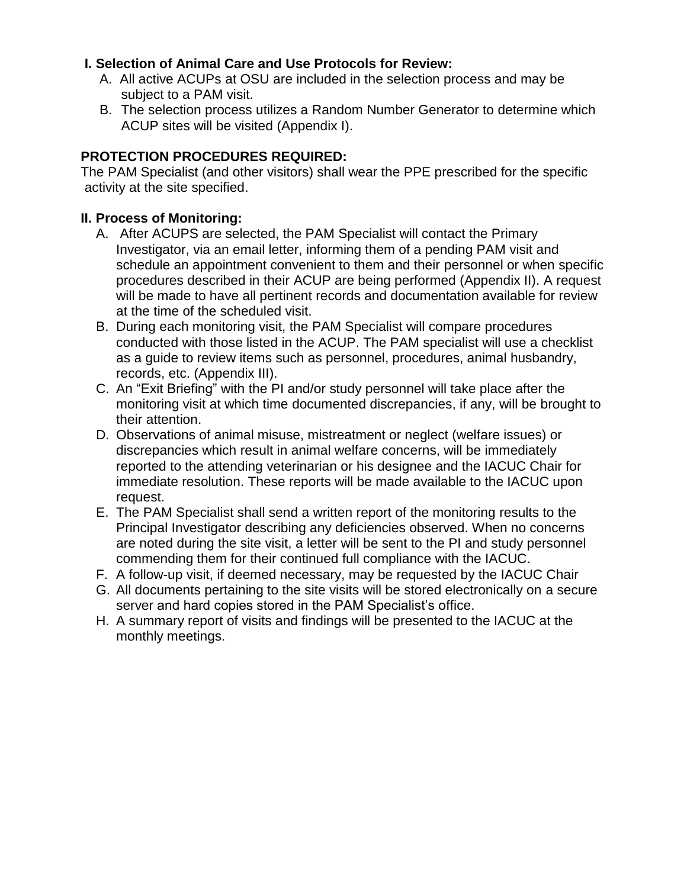**I. Selection of Animal Care and Use Protocols for Review:**

A. All active ACUPs at OSU are included in the selection process and may be subject to a PAM visit.

B. The selection process utilizes a Random Number Generator to determine which ACUP sites will be visited (Appendix I).

**PROTECTION PROCEDURES REQUIRED:**

The PAM Specialist (and other visitors) shall wear the PPE prescribed for the specific activity at the site specified.

**II. Process of Monitoring:**

A. After ACUPS are selected, the PAM Specialist will contact the Primary Investigator, via an email letter, informing them of a pending PAM visit and schedule an appointment convenient to them and their personnel or when specific procedures described in their ACUP are being performed (Appendix II). A request will be made to have all pertinent records and documentation available for review at the time of the scheduled visit.

B. During each monitoring visit, the PAM Specialist will compare procedures conducted with those listed in the ACUP. The PAM specialist will use a checklist as a guide to review items such as personnel, procedures, animal husbandry, records, etc. (Appendix III).

C. An "Exit Briefing" with the PI and/or study personnel will take place after the monitoring visit at which time documented discrepancies, if any, will be brought to their attention.

D. Observations of animal misuse, mistreatment or neglect (welfare issues) or discrepancies which result in animal welfare concerns, will be immediately reported to the attending veterinarian or his designee and the IACUC Chair for immediate resolution. These reports will be made available to the IACUC upon request.

E. The PAM Specialist shall send a written report of the monitoring results to the Principal Investigator describing any deficiencies observed. When no concerns are noted during the site visit, a letter will be sent to the PI and study personnel commending them for their continued full compliance with the IACUC.

F. A follow-up visit, if deemed necessary, may be requested by the IACUC Chair

G. All documents pertaining to the site visits will be stored electronically on a secure server and hard copies stored in the PAM Specialist's office.

H. A summary report of visits and findings will be presented to the IACUC at the monthly meetings.